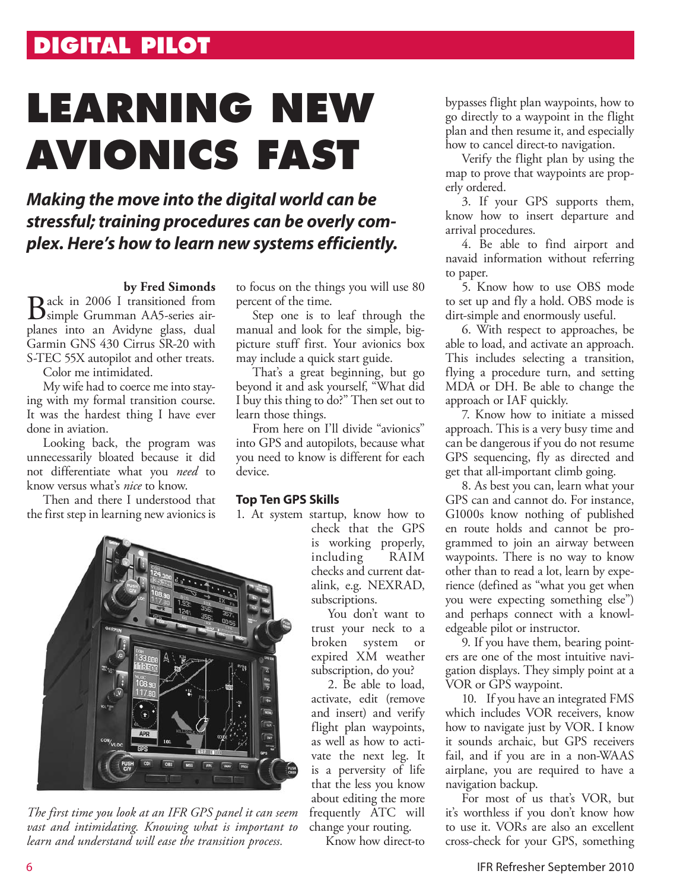DIGITAL PILOT

# LEARNING NEW AVIONICS FAST

***Making the move into the digital world can be stressful; training procedures can be overly complex. Here's how to learn new systems efficiently.***

**by Fred Simonds**

Back in 2006 I transitioned from simple Grumman AA5-series airplanes into an Avidyne glass, dual Garmin GNS 430 Cirrus SR-20 with S-TEC 55X autopilot and other treats.

Color me intimidated.

My wife had to coerce me into staying with my formal transition course. It was the hardest thing I have ever done in aviation.

Looking back, the program was unnecessarily bloated because it did not differentiate what you *need* to know versus what's *nice* to know.

Then and there I understood that the first step in learning new avionics is to focus on the things you will use 80 percent of the time.

Step one is to leaf through the manual and look for the simple, big-picture stuff first. Your avionics box may include a quick start guide.

That's a great beginning, but go beyond it and ask yourself, "What did I buy this thing to do?" Then set out to learn those things.

From here on I'll divide "avionics" into GPS and autopilots, because what you need to know is different for each device.

*The first time you look at an IFR GPS panel it can seem vast and intimidating. Knowing what is important to learn and understand will ease the transition process.*

### Top Ten GPS Skills

1. At system startup, know how to check that the GPS is working properly, including RAIM checks and current datalink, e.g. NEXRAD, subscriptions.

You don't want to trust your neck to a broken system or expired XM weather subscription, do you?

2. Be able to load, activate, edit (remove and insert) and verify flight plan waypoints, as well as how to activate the next leg. It is a perversity of life that the less you know about editing the more frequently ATC will change your routing.

Know how direct-to bypasses flight plan waypoints, how to go directly to a waypoint in the flight plan and then resume it, and especially how to cancel direct-to navigation.

Verify the flight plan by using the map to prove that waypoints are properly ordered.

3. If your GPS supports them, know how to insert departure and arrival procedures.

4. Be able to find airport and navaid information without referring to paper.

5. Know how to use OBS mode to set up and fly a hold. OBS mode is dirt-simple and enormously useful.

6. With respect to approaches, be able to load, and activate an approach. This includes selecting a transition, flying a procedure turn, and setting MDA or DH. Be able to change the approach or IAF quickly.

7. Know how to initiate a missed approach. This is a very busy time and can be dangerous if you do not resume GPS sequencing, fly as directed and get that all-important climb going.

8. As best you can, learn what your GPS can and cannot do. For instance, G1000s know nothing of published en route holds and cannot be programmed to join an airway between waypoints. There is no way to know other than to read a lot, learn by experience (defined as "what you get when you were expecting something else") and perhaps connect with a knowledgeable pilot or instructor.

9. If you have them, bearing pointers are one of the most intuitive navigation displays. They simply point at a VOR or GPS waypoint.

10. If you have an integrated FMS which includes VOR receivers, know how to navigate just by VOR. I know it sounds archaic, but GPS receivers fail, and if you are in a non-WAAS airplane, you are required to have a navigation backup.

For most of us that's VOR, but it's worthless if you don't know how to use it. VORs are also an excellent cross-check for your GPS, something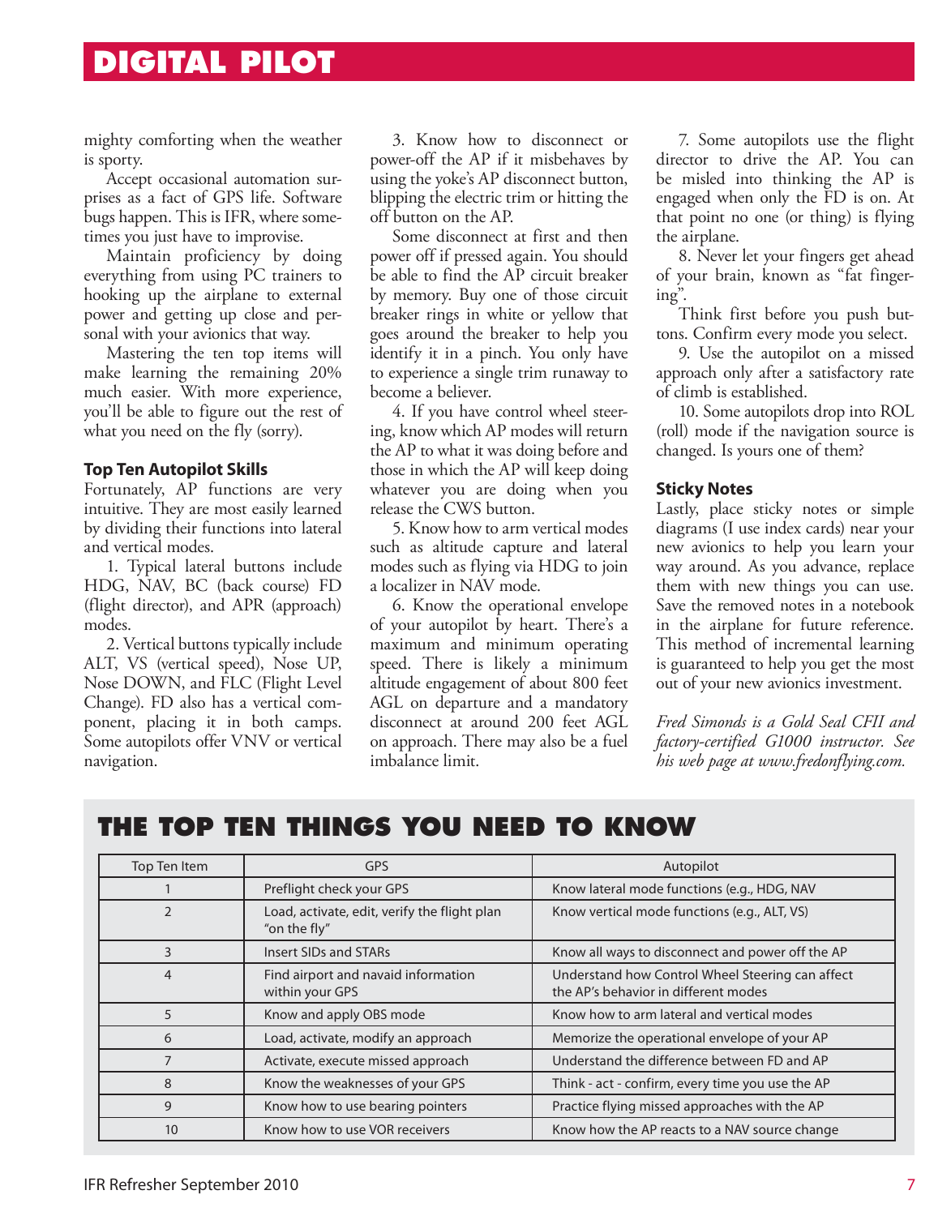mighty comforting when the weather is sporty.

Accept occasional automation surprises as a fact of GPS life. Software bugs happen. This is IFR, where sometimes you just have to improvise.

Maintain proficiency by doing everything from using PC trainers to hooking up the airplane to external power and getting up close and personal with your avionics that way.

Mastering the ten top items will make learning the remaining 20% much easier. With more experience, you'll be able to figure out the rest of what you need on the fly (sorry).

### Top Ten Autopilot Skills

Fortunately, AP functions are very intuitive. They are most easily learned by dividing their functions into lateral and vertical modes.

1. Typical lateral buttons include HDG, NAV, BC (back course) FD (flight director), and APR (approach) modes.

2. Vertical buttons typically include ALT, VS (vertical speed), Nose UP, Nose DOWN, and FLC (Flight Level Change). FD also has a vertical component, placing it in both camps. Some autopilots offer VNV or vertical navigation.

3. Know how to disconnect or power-off the AP if it misbehaves by using the yoke's AP disconnect button, blipping the electric trim or hitting the off button on the AP.

Some disconnect at first and then power off if pressed again. You should be able to find the AP circuit breaker by memory. Buy one of those circuit breaker rings in white or yellow that goes around the breaker to help you identify it in a pinch. You only have to experience a single trim runaway to become a believer.

4. If you have control wheel steering, know which AP modes will return the AP to what it was doing before and those in which the AP will keep doing whatever you are doing when you release the CWS button.

5. Know how to arm vertical modes such as altitude capture and lateral modes such as flying via HDG to join a localizer in NAV mode.

6. Know the operational envelope of your autopilot by heart. There's a maximum and minimum operating speed. There is likely a minimum altitude engagement of about 800 feet AGL on departure and a mandatory disconnect at around 200 feet AGL on approach. There may also be a fuel imbalance limit.

7. Some autopilots use the flight director to drive the AP. You can be misled into thinking the AP is engaged when only the FD is on. At that point no one (or thing) is flying the airplane.

8. Never let your fingers get ahead of your brain, known as "fat fingering".

Think first before you push buttons. Confirm every mode you select.

9. Use the autopilot on a missed approach only after a satisfactory rate of climb is established.

10. Some autopilots drop into ROL (roll) mode if the navigation source is changed. Is yours one of them?

### Sticky Notes

Lastly, place sticky notes or simple diagrams (I use index cards) near your new avionics to help you learn your way around. As you advance, replace them with new things you can use. Save the removed notes in a notebook in the airplane for future reference. This method of incremental learning is guaranteed to help you get the most out of your new avionics investment.

*Fred Simonds is a Gold Seal CFII and factory-certified G1000 instructor. See his web page at www.fredonflying.com.*

## THE TOP TEN THINGS YOU NEED TO KNOW

| Top Ten Item | GPS | Autopilot |
|---|---|---|
| 1 | Preflight check your GPS | Know lateral mode functions (e.g., HDG, NAV |
| 2 | Load, activate, edit, verify the flight plan "on the fly" | Know vertical mode functions (e.g., ALT, VS) |
| 3 | Insert SIDs and STARs | Know all ways to disconnect and power off the AP |
| 4 | Find airport and navaid information within your GPS | Understand how Control Wheel Steering can affect the AP's behavior in different modes |
| 5 | Know and apply OBS mode | Know how to arm lateral and vertical modes |
| 6 | Load, activate, modify an approach | Memorize the operational envelope of your AP |
| 7 | Activate, execute missed approach | Understand the difference between FD and AP |
| 8 | Know the weaknesses of your GPS | Think - act - confirm, every time you use the AP |
| 9 | Know how to use bearing pointers | Practice flying missed approaches with the AP |
| 10 | Know how to use VOR receivers | Know how the AP reacts to a NAV source change |